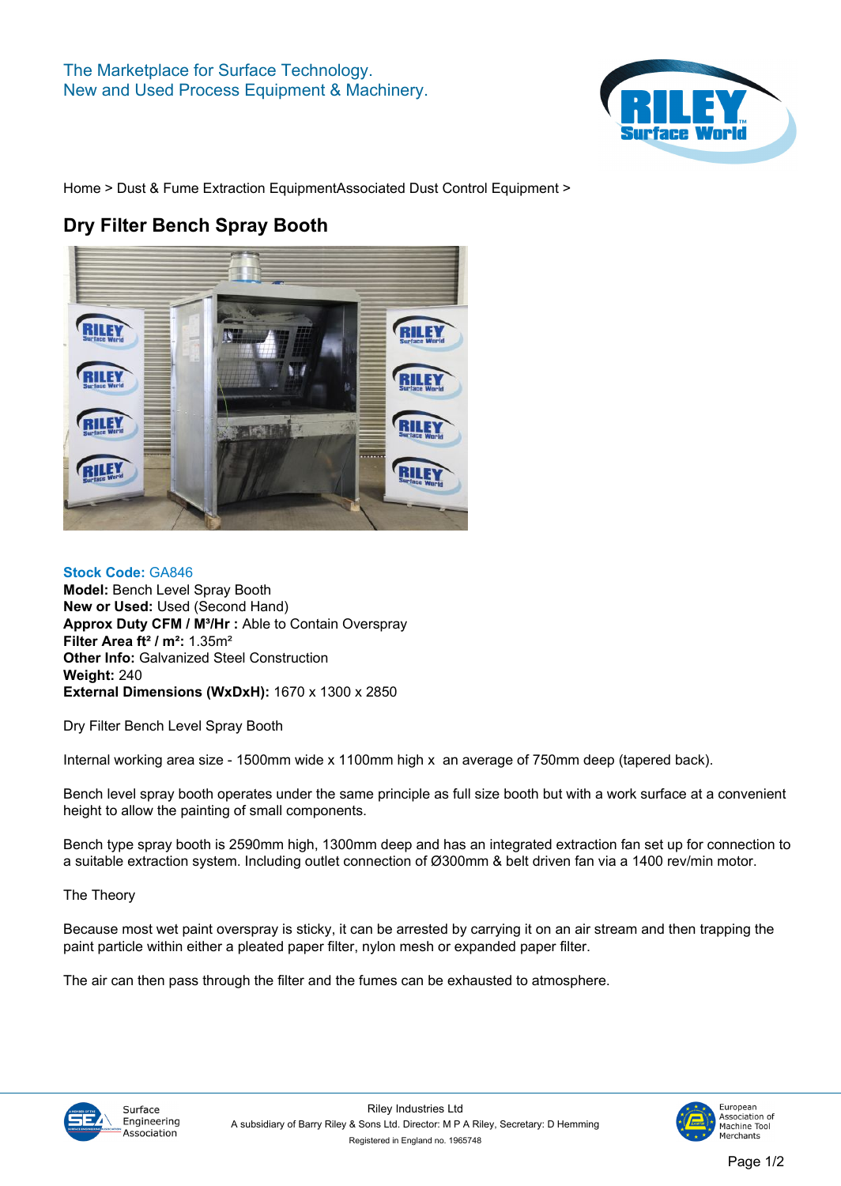The Marketplace for Surface Technology.
New and Used Process Equipment & Machinery.

Home > Dust & Fume Extraction EquipmentAssociated Dust Control Equipment >

# Dry Filter Bench Spray Booth

**Stock Code:** GA846
**Model:** Bench Level Spray Booth
**New or Used:** Used (Second Hand)
**Approx Duty CFM / M³/Hr :** Able to Contain Overspray
**Filter Area ft² / m²:** 1.35m²
**Other Info:** Galvanized Steel Construction
**Weight:** 240
**External Dimensions (WxDxH):** 1670 x 1300 x 2850

Dry Filter Bench Level Spray Booth

Internal working area size - 1500mm wide x 1100mm high x an average of 750mm deep (tapered back).

Bench level spray booth operates under the same principle as full size booth but with a work surface at a convenient height to allow the painting of small components.

Bench type spray booth is 2590mm high, 1300mm deep and has an integrated extraction fan set up for connection to a suitable extraction system. Including outlet connection of Ø300mm & belt driven fan via a 1400 rev/min motor.

The Theory

Because most wet paint overspray is sticky, it can be arrested by carrying it on an air stream and then trapping the paint particle within either a pleated paper filter, nylon mesh or expanded paper filter.

The air can then pass through the filter and the fumes can be exhausted to atmosphere.

Riley Industries Ltd
A subsidiary of Barry Riley & Sons Ltd. Director: M P A Riley, Secretary: D Hemming
Registered in England no. 1965748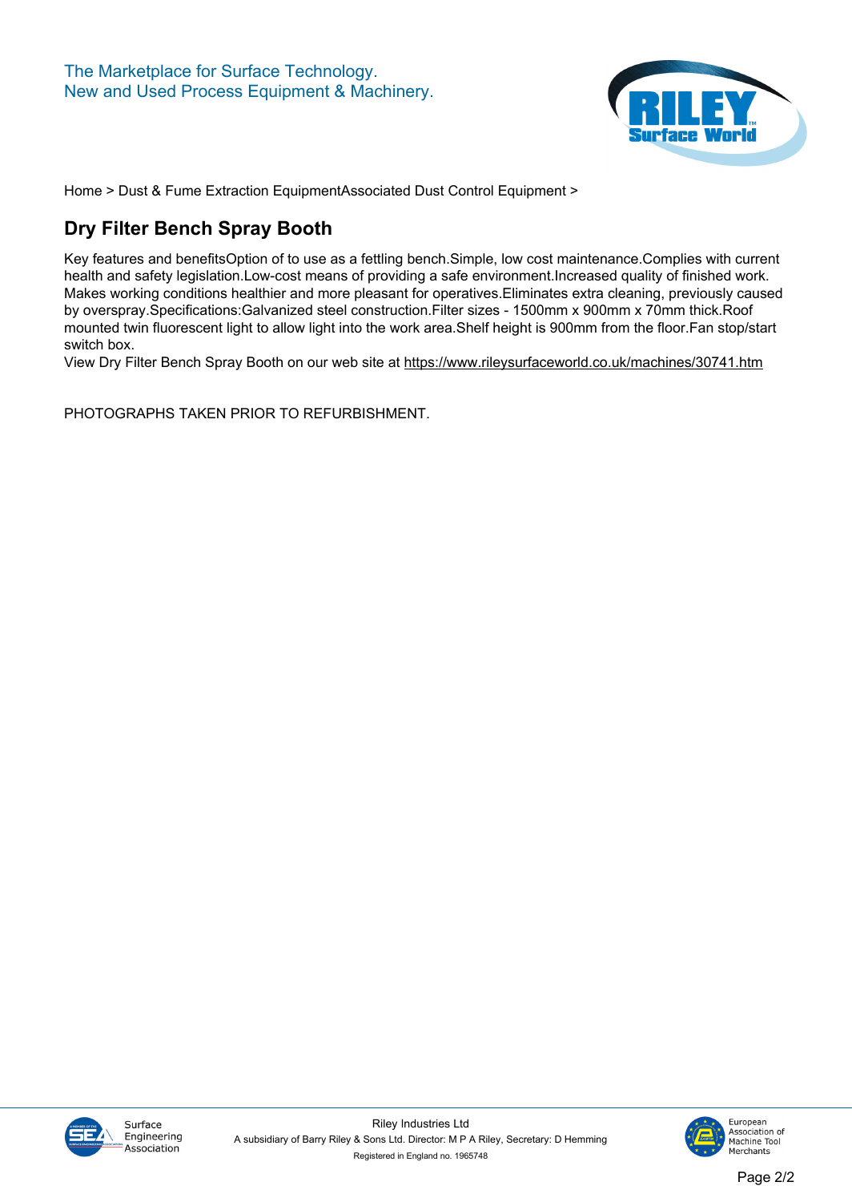Home > Dust & Fume Extraction EquipmentAssociated Dust Control Equipment >

## Dry Filter Bench Spray Booth

Key features and benefitsOption of to use as a fettling bench.Simple, low cost maintenance.Complies with current health and safety legislation.Low-cost means of providing a safe environment.Increased quality of finished work. Makes working conditions healthier and more pleasant for operatives.Eliminates extra cleaning, previously caused by overspray.Specifications:Galvanized steel construction.Filter sizes - 1500mm x 900mm x 70mm thick.Roof mounted twin fluorescent light to allow light into the work area.Shelf height is 900mm from the floor.Fan stop/start switch box.

View Dry Filter Bench Spray Booth on our web site at https://www.rileysurfaceworld.co.uk/machines/30741.htm

PHOTOGRAPHS TAKEN PRIOR TO REFURBISHMENT.